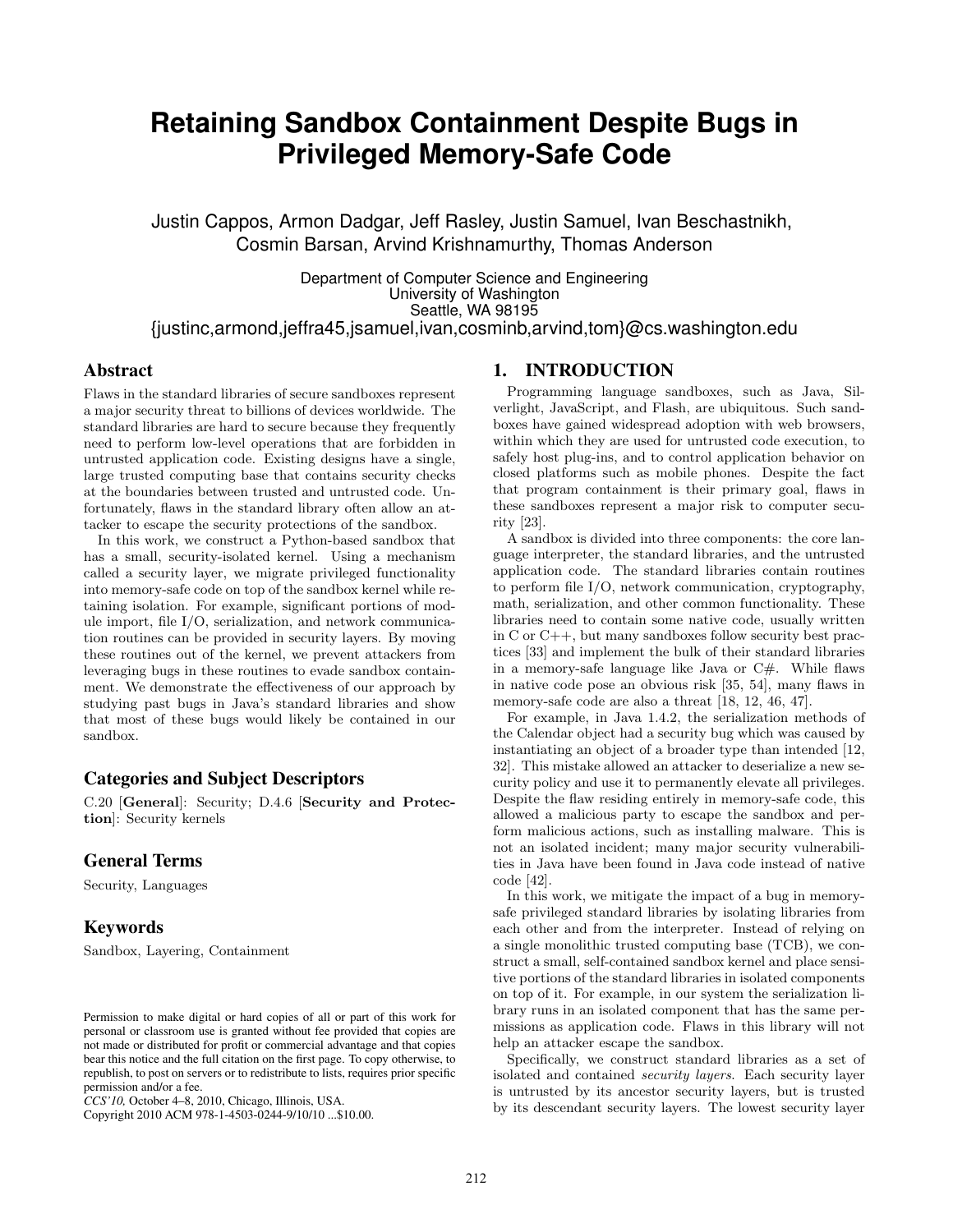# Retaining Sandbox Containment Despite Bugs in Privileged Memory-Safe Code

Justin Cappos, Armon Dadgar, Jeff Rasley, Justin Samuel, Ivan Beschastnikh, Cosmin Barsan, Arvind Krishnamurthy, Thomas Anderson

Department of Computer Science and Engineering
University of Washington
Seattle, WA 98195
{justinc,armond,jeffra45,jsamuel,ivan,cosminb,arvind,tom}@cs.washington.edu

## Abstract

Flaws in the standard libraries of secure sandboxes represent a major security threat to billions of devices worldwide. The standard libraries are hard to secure because they frequently need to perform low-level operations that are forbidden in untrusted application code. Existing designs have a single, large trusted computing base that contains security checks at the boundaries between trusted and untrusted code. Unfortunately, flaws in the standard library often allow an attacker to escape the security protections of the sandbox.

In this work, we construct a Python-based sandbox that has a small, security-isolated kernel. Using a mechanism called a security layer, we migrate privileged functionality into memory-safe code on top of the sandbox kernel while retaining isolation. For example, significant portions of module import, file I/O, serialization, and network communication routines can be provided in security layers. By moving these routines out of the kernel, we prevent attackers from leveraging bugs in these routines to evade sandbox containment. We demonstrate the effectiveness of our approach by studying past bugs in Java's standard libraries and show that most of these bugs would likely be contained in our sandbox.

## Categories and Subject Descriptors

C.20 [**General**]: Security; D.4.6 [**Security and Protection**]: Security kernels

## General Terms

Security, Languages

## Keywords

Sandbox, Layering, Containment

Permission to make digital or hard copies of all or part of this work for personal or classroom use is granted without fee provided that copies are not made or distributed for profit or commercial advantage and that copies bear this notice and the full citation on the first page. To copy otherwise, to republish, to post on servers or to redistribute to lists, requires prior specific permission and/or a fee.
*CCS'10,* October 4–8, 2010, Chicago, Illinois, USA.
Copyright 2010 ACM 978-1-4503-0244-9/10/10 ...$10.00.

## 1. INTRODUCTION

Programming language sandboxes, such as Java, Silverlight, JavaScript, and Flash, are ubiquitous. Such sandboxes have gained widespread adoption with web browsers, within which they are used for untrusted code execution, to safely host plug-ins, and to control application behavior on closed platforms such as mobile phones. Despite the fact that program containment is their primary goal, flaws in these sandboxes represent a major risk to computer security [23].

A sandbox is divided into three components: the core language interpreter, the standard libraries, and the untrusted application code. The standard libraries contain routines to perform file I/O, network communication, cryptography, math, serialization, and other common functionality. These libraries need to contain some native code, usually written in C or C++, but many sandboxes follow security best practices [33] and implement the bulk of their standard libraries in a memory-safe language like Java or C#. While flaws in native code pose an obvious risk [35, 54], many flaws in memory-safe code are also a threat [18, 12, 46, 47].

For example, in Java 1.4.2, the serialization methods of the Calendar object had a security bug which was caused by instantiating an object of a broader type than intended [12, 32]. This mistake allowed an attacker to deserialize a new security policy and use it to permanently elevate all privileges. Despite the flaw residing entirely in memory-safe code, this allowed a malicious party to escape the sandbox and perform malicious actions, such as installing malware. This is not an isolated incident; many major security vulnerabilities in Java have been found in Java code instead of native code [42].

In this work, we mitigate the impact of a bug in memory-safe privileged standard libraries by isolating libraries from each other and from the interpreter. Instead of relying on a single monolithic trusted computing base (TCB), we construct a small, self-contained sandbox kernel and place sensitive portions of the standard libraries in isolated components on top of it. For example, in our system the serialization library runs in an isolated component that has the same permissions as application code. Flaws in this library will not help an attacker escape the sandbox.

Specifically, we construct standard libraries as a set of isolated and contained *security layers*. Each security layer is untrusted by its ancestor security layers, but is trusted by its descendant security layers. The lowest security layer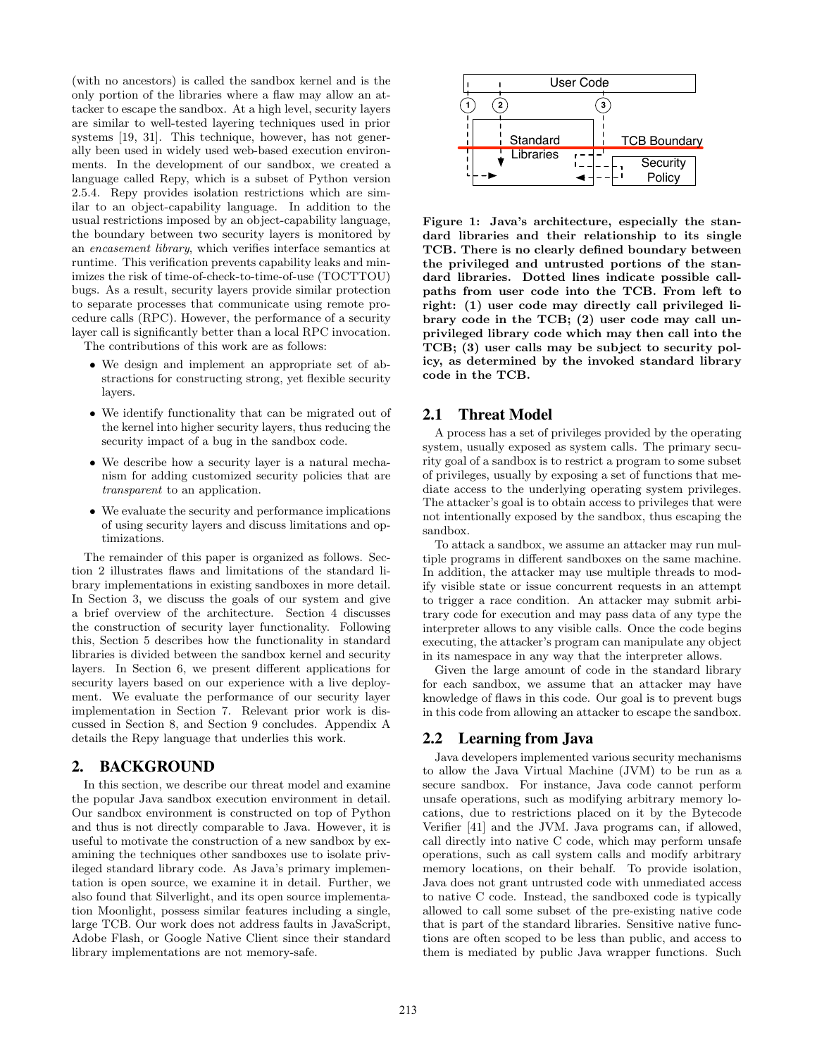(with no ancestors) is called the sandbox kernel and is the only portion of the libraries where a flaw may allow an attacker to escape the sandbox. At a high level, security layers are similar to well-tested layering techniques used in prior systems [19, 31]. This technique, however, has not generally been used in widely used web-based execution environments. In the development of our sandbox, we created a language called Repy, which is a subset of Python version 2.5.4. Repy provides isolation restrictions which are similar to an object-capability language. In addition to the usual restrictions imposed by an object-capability language, the boundary between two security layers is monitored by an *encasement library*, which verifies interface semantics at runtime. This verification prevents capability leaks and minimizes the risk of time-of-check-to-time-of-use (TOCTTOU) bugs. As a result, security layers provide similar protection to separate processes that communicate using remote procedure calls (RPC). However, the performance of a security layer call is significantly better than a local RPC invocation.

The contributions of this work are as follows:

- We design and implement an appropriate set of abstractions for constructing strong, yet flexible security layers.
- We identify functionality that can be migrated out of the kernel into higher security layers, thus reducing the security impact of a bug in the sandbox code.
- We describe how a security layer is a natural mechanism for adding customized security policies that are *transparent* to an application.
- We evaluate the security and performance implications of using security layers and discuss limitations and optimizations.

The remainder of this paper is organized as follows. Section 2 illustrates flaws and limitations of the standard library implementations in existing sandboxes in more detail. In Section 3, we discuss the goals of our system and give a brief overview of the architecture. Section 4 discusses the construction of security layer functionality. Following this, Section 5 describes how the functionality in standard libraries is divided between the sandbox kernel and security layers. In Section 6, we present different applications for security layers based on our experience with a live deployment. We evaluate the performance of our security layer implementation in Section 7. Relevant prior work is discussed in Section 8, and Section 9 concludes. Appendix A details the Repy language that underlies this work.

## 2. BACKGROUND

In this section, we describe our threat model and examine the popular Java sandbox execution environment in detail. Our sandbox environment is constructed on top of Python and thus is not directly comparable to Java. However, it is useful to motivate the construction of a new sandbox by examining the techniques other sandboxes use to isolate privileged standard library code. As Java's primary implementation is open source, we examine it in detail. Further, we also found that Silverlight, and its open source implementation Moonlight, possess similar features including a single, large TCB. Our work does not address faults in JavaScript, Adobe Flash, or Google Native Client since their standard library implementations are not memory-safe.

**Figure 1: Java's architecture, especially the standard libraries and their relationship to its single TCB. There is no clearly defined boundary between the privileged and untrusted portions of the standard libraries. Dotted lines indicate possible callpaths from user code into the TCB. From left to right: (1) user code may directly call privileged library code in the TCB; (2) user code may call unprivileged library code which may then call into the TCB; (3) user calls may be subject to security policy, as determined by the invoked standard library code in the TCB.**

### 2.1 Threat Model

A process has a set of privileges provided by the operating system, usually exposed as system calls. The primary security goal of a sandbox is to restrict a program to some subset of privileges, usually by exposing a set of functions that mediate access to the underlying operating system privileges. The attacker's goal is to obtain access to privileges that were not intentionally exposed by the sandbox, thus escaping the sandbox.

To attack a sandbox, we assume an attacker may run multiple programs in different sandboxes on the same machine. In addition, the attacker may use multiple threads to modify visible state or issue concurrent requests in an attempt to trigger a race condition. An attacker may submit arbitrary code for execution and may pass data of any type the interpreter allows to any visible calls. Once the code begins executing, the attacker's program can manipulate any object in its namespace in any way that the interpreter allows.

Given the large amount of code in the standard library for each sandbox, we assume that an attacker may have knowledge of flaws in this code. Our goal is to prevent bugs in this code from allowing an attacker to escape the sandbox.

### 2.2 Learning from Java

Java developers implemented various security mechanisms to allow the Java Virtual Machine (JVM) to be run as a secure sandbox. For instance, Java code cannot perform unsafe operations, such as modifying arbitrary memory locations, due to restrictions placed on it by the Bytecode Verifier [41] and the JVM. Java programs can, if allowed, call directly into native C code, which may perform unsafe operations, such as call system calls and modify arbitrary memory locations, on their behalf. To provide isolation, Java does not grant untrusted code with unmediated access to native C code. Instead, the sandboxed code is typically allowed to call some subset of the pre-existing native code that is part of the standard libraries. Sensitive native functions are often scoped to be less than public, and access to them is mediated by public Java wrapper functions. Such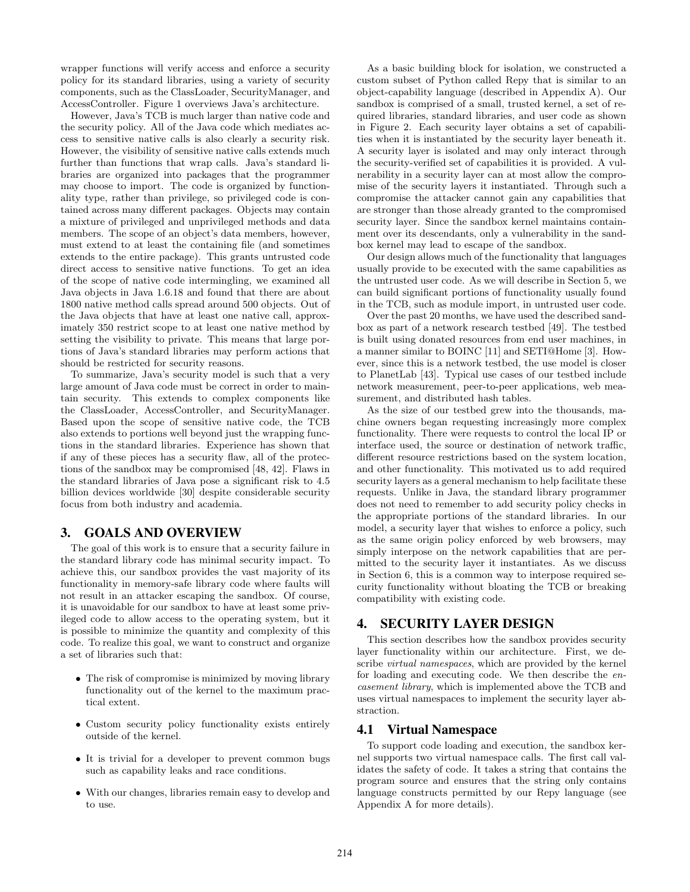wrapper functions will verify access and enforce a security policy for its standard libraries, using a variety of security components, such as the ClassLoader, SecurityManager, and AccessController. Figure 1 overviews Java's architecture.

However, Java's TCB is much larger than native code and the security policy. All of the Java code which mediates access to sensitive native calls is also clearly a security risk. However, the visibility of sensitive native calls extends much further than functions that wrap calls. Java's standard libraries are organized into packages that the programmer may choose to import. The code is organized by functionality type, rather than privilege, so privileged code is contained across many different packages. Objects may contain a mixture of privileged and unprivileged methods and data members. The scope of an object's data members, however, must extend to at least the containing file (and sometimes extends to the entire package). This grants untrusted code direct access to sensitive native functions. To get an idea of the scope of native code intermingling, we examined all Java objects in Java 1.6.18 and found that there are about 1800 native method calls spread around 500 objects. Out of the Java objects that have at least one native call, approximately 350 restrict scope to at least one native method by setting the visibility to private. This means that large portions of Java's standard libraries may perform actions that should be restricted for security reasons.

To summarize, Java's security model is such that a very large amount of Java code must be correct in order to maintain security. This extends to complex components like the ClassLoader, AccessController, and SecurityManager. Based upon the scope of sensitive native code, the TCB also extends to portions well beyond just the wrapping functions in the standard libraries. Experience has shown that if any of these pieces has a security flaw, all of the protections of the sandbox may be compromised [48, 42]. Flaws in the standard libraries of Java pose a significant risk to 4.5 billion devices worldwide [30] despite considerable security focus from both industry and academia.

## 3. GOALS AND OVERVIEW

The goal of this work is to ensure that a security failure in the standard library code has minimal security impact. To achieve this, our sandbox provides the vast majority of its functionality in memory-safe library code where faults will not result in an attacker escaping the sandbox. Of course, it is unavoidable for our sandbox to have at least some privileged code to allow access to the operating system, but it is possible to minimize the quantity and complexity of this code. To realize this goal, we want to construct and organize a set of libraries such that:

- The risk of compromise is minimized by moving library functionality out of the kernel to the maximum practical extent.
- Custom security policy functionality exists entirely outside of the kernel.
- It is trivial for a developer to prevent common bugs such as capability leaks and race conditions.
- With our changes, libraries remain easy to develop and to use.

As a basic building block for isolation, we constructed a custom subset of Python called Repy that is similar to an object-capability language (described in Appendix A). Our sandbox is comprised of a small, trusted kernel, a set of required libraries, standard libraries, and user code as shown in Figure 2. Each security layer obtains a set of capabilities when it is instantiated by the security layer beneath it. A security layer is isolated and may only interact through the security-verified set of capabilities it is provided. A vulnerability in a security layer can at most allow the compromise of the security layers it instantiated. Through such a compromise the attacker cannot gain any capabilities that are stronger than those already granted to the compromised security layer. Since the sandbox kernel maintains containment over its descendants, only a vulnerability in the sandbox kernel may lead to escape of the sandbox.

Our design allows much of the functionality that languages usually provide to be executed with the same capabilities as the untrusted user code. As we will describe in Section 5, we can build significant portions of functionality usually found in the TCB, such as module import, in untrusted user code.

Over the past 20 months, we have used the described sandbox as part of a network research testbed [49]. The testbed is built using donated resources from end user machines, in a manner similar to BOINC [11] and SETI@Home [3]. However, since this is a network testbed, the use model is closer to PlanetLab [43]. Typical use cases of our testbed include network measurement, peer-to-peer applications, web measurement, and distributed hash tables.

As the size of our testbed grew into the thousands, machine owners began requesting increasingly more complex functionality. There were requests to control the local IP or interface used, the source or destination of network traffic, different resource restrictions based on the system location, and other functionality. This motivated us to add required security layers as a general mechanism to help facilitate these requests. Unlike in Java, the standard library programmer does not need to remember to add security policy checks in the appropriate portions of the standard libraries. In our model, a security layer that wishes to enforce a policy, such as the same origin policy enforced by web browsers, may simply interpose on the network capabilities that are permitted to the security layer it instantiates. As we discuss in Section 6, this is a common way to interpose required security functionality without bloating the TCB or breaking compatibility with existing code.

## 4. SECURITY LAYER DESIGN

This section describes how the sandbox provides security layer functionality within our architecture. First, we describe *virtual namespaces*, which are provided by the kernel for loading and executing code. We then describe the *encasement library*, which is implemented above the TCB and uses virtual namespaces to implement the security layer abstraction.

### 4.1 Virtual Namespace

To support code loading and execution, the sandbox kernel supports two virtual namespace calls. The first call validates the safety of code. It takes a string that contains the program source and ensures that the string only contains language constructs permitted by our Repy language (see Appendix A for more details).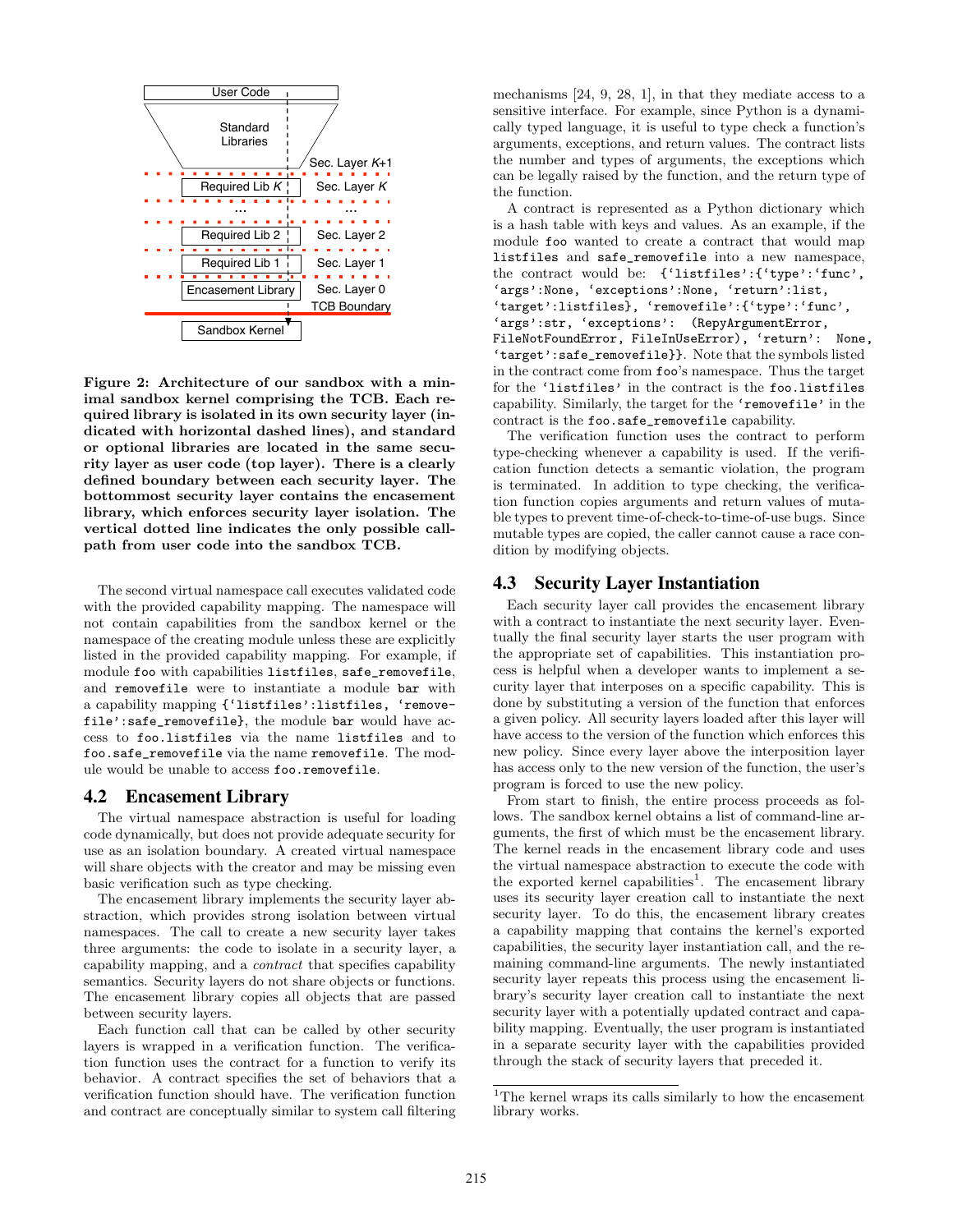Figure 2: Architecture of our sandbox with a minimal sandbox kernel comprising the TCB. Each required library is isolated in its own security layer (indicated with horizontal dashed lines), and standard or optional libraries are located in the same security layer as user code (top layer). There is a clearly defined boundary between each security layer. The bottommost security layer contains the encasement library, which enforces security layer isolation. The vertical dotted line indicates the only possible call-path from user code into the sandbox TCB.

The second virtual namespace call executes validated code with the provided capability mapping. The namespace will not contain capabilities from the sandbox kernel or the namespace of the creating module unless these are explicitly listed in the provided capability mapping. For example, if module `foo` with capabilities `listfiles`, `safe_removefile`, and `removefile` were to instantiate a module `bar` with a capability mapping `{'listfiles':listfiles, 'removefile':safe_removefile}`, the module `bar` would have access to `foo.listfiles` via the name `listfiles` and to `foo.safe_removefile` via the name `removefile`. The module would be unable to access `foo.removefile`.

## 4.2 Encasement Library

The virtual namespace abstraction is useful for loading code dynamically, but does not provide adequate security for use as an isolation boundary. A created virtual namespace will share objects with the creator and may be missing even basic verification such as type checking.

The encasement library implements the security layer abstraction, which provides strong isolation between virtual namespaces. The call to create a new security layer takes three arguments: the code to isolate in a security layer, a capability mapping, and a *contract* that specifies capability semantics. Security layers do not share objects or functions. The encasement library copies all objects that are passed between security layers.

Each function call that can be called by other security layers is wrapped in a verification function. The verification function uses the contract for a function to verify its behavior. A contract specifies the set of behaviors that a verification function should have. The verification function and contract are conceptually similar to system call filtering mechanisms [24, 9, 28, 1], in that they mediate access to a sensitive interface. For example, since Python is a dynamically typed language, it is useful to type check a function's arguments, exceptions, and return values. The contract lists the number and types of arguments, the exceptions which can be legally raised by the function, and the return type of the function.

A contract is represented as a Python dictionary which is a hash table with keys and values. As an example, if the module `foo` wanted to create a contract that would map `listfiles` and `safe_removefile` into a new namespace, the contract would be: `{'listfiles':{'type':'func', 'args':None, 'exceptions':None, 'return':list, 'target':listfiles}, 'removefile':{'type':'func', 'args':str, 'exceptions': (RepyArgumentError, FileNotFoundError, FileInUseError), 'return': None, 'target':safe_removefile}}`. Note that the symbols listed in the contract come from `foo`'s namespace. Thus the target for the `'listfiles'` in the contract is the `foo.listfiles` capability. Similarly, the target for the `'removefile'` in the contract is the `foo.safe_removefile` capability.

The verification function uses the contract to perform type-checking whenever a capability is used. If the verification function detects a semantic violation, the program is terminated. In addition to type checking, the verification function copies arguments and return values of mutable types to prevent time-of-check-to-time-of-use bugs. Since mutable types are copied, the caller cannot cause a race condition by modifying objects.

## 4.3 Security Layer Instantiation

Each security layer call provides the encasement library with a contract to instantiate the next security layer. Eventually the final security layer starts the user program with the appropriate set of capabilities. This instantiation process is helpful when a developer wants to implement a security layer that interposes on a specific capability. This is done by substituting a version of the function that enforces a given policy. All security layers loaded after this layer will have access to the version of the function which enforces this new policy. Since every layer above the interposition layer has access only to the new version of the function, the user's program is forced to use the new policy.

From start to finish, the entire process proceeds as follows. The sandbox kernel obtains a list of command-line arguments, the first of which must be the encasement library. The kernel reads in the encasement library code and uses the virtual namespace abstraction to execute the code with the exported kernel capabilities[1]. The encasement library uses its security layer creation call to instantiate the next security layer. To do this, the encasement library creates a capability mapping that contains the kernel's exported capabilities, the security layer instantiation call, and the remaining command-line arguments. The newly instantiated security layer repeats this process using the encasement library's security layer creation call to instantiate the next security layer with a potentially updated contract and capability mapping. Eventually, the user program is instantiated in a separate security layer with the capabilities provided through the stack of security layers that preceded it.

[1] The kernel wraps its calls similarly to how the encasement library works.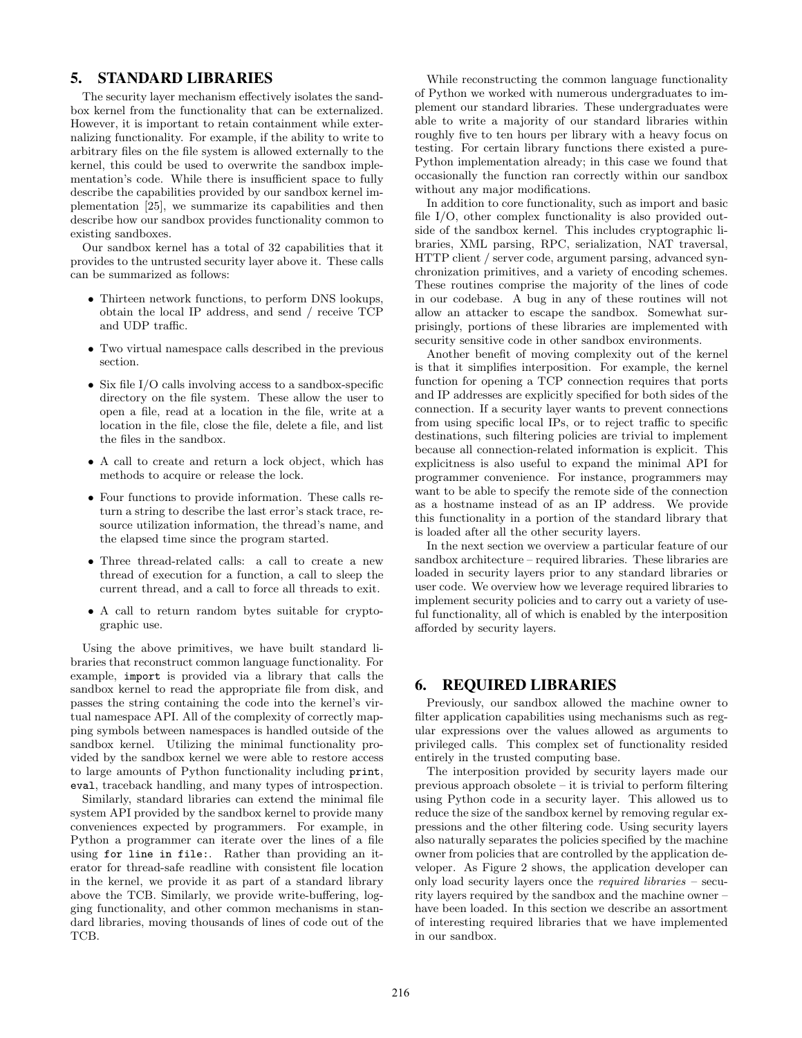## 5. STANDARD LIBRARIES

The security layer mechanism effectively isolates the sandbox kernel from the functionality that can be externalized. However, it is important to retain containment while externalizing functionality. For example, if the ability to write to arbitrary files on the file system is allowed externally to the kernel, this could be used to overwrite the sandbox implementation's code. While there is insufficient space to fully describe the capabilities provided by our sandbox kernel implementation [25], we summarize its capabilities and then describe how our sandbox provides functionality common to existing sandboxes.

Our sandbox kernel has a total of 32 capabilities that it provides to the untrusted security layer above it. These calls can be summarized as follows:

- Thirteen network functions, to perform DNS lookups, obtain the local IP address, and send / receive TCP and UDP traffic.
- Two virtual namespace calls described in the previous section.
- Six file I/O calls involving access to a sandbox-specific directory on the file system. These allow the user to open a file, read at a location in the file, write at a location in the file, close the file, delete a file, and list the files in the sandbox.
- A call to create and return a lock object, which has methods to acquire or release the lock.
- Four functions to provide information. These calls return a string to describe the last error's stack trace, resource utilization information, the thread's name, and the elapsed time since the program started.
- Three thread-related calls: a call to create a new thread of execution for a function, a call to sleep the current thread, and a call to force all threads to exit.
- A call to return random bytes suitable for cryptographic use.

Using the above primitives, we have built standard libraries that reconstruct common language functionality. For example, `import` is provided via a library that calls the sandbox kernel to read the appropriate file from disk, and passes the string containing the code into the kernel's virtual namespace API. All of the complexity of correctly mapping symbols between namespaces is handled outside of the sandbox kernel. Utilizing the minimal functionality provided by the sandbox kernel we were able to restore access to large amounts of Python functionality including `print`, `eval`, traceback handling, and many types of introspection.

Similarly, standard libraries can extend the minimal file system API provided by the sandbox kernel to provide many conveniences expected by programmers. For example, in Python a programmer can iterate over the lines of a file using `for line in file:`. Rather than providing an iterator for thread-safe readline with consistent file location in the kernel, we provide it as part of a standard library above the TCB. Similarly, we provide write-buffering, logging functionality, and other common mechanisms in standard libraries, moving thousands of lines of code out of the TCB.

While reconstructing the common language functionality of Python we worked with numerous undergraduates to implement our standard libraries. These undergraduates were able to write a majority of our standard libraries within roughly five to ten hours per library with a heavy focus on testing. For certain library functions there existed a pure-Python implementation already; in this case we found that occasionally the function ran correctly within our sandbox without any major modifications.

In addition to core functionality, such as import and basic file I/O, other complex functionality is also provided outside of the sandbox kernel. This includes cryptographic libraries, XML parsing, RPC, serialization, NAT traversal, HTTP client / server code, argument parsing, advanced synchronization primitives, and a variety of encoding schemes. These routines comprise the majority of the lines of code in our codebase. A bug in any of these routines will not allow an attacker to escape the sandbox. Somewhat surprisingly, portions of these libraries are implemented with security sensitive code in other sandbox environments.

Another benefit of moving complexity out of the kernel is that it simplifies interposition. For example, the kernel function for opening a TCP connection requires that ports and IP addresses are explicitly specified for both sides of the connection. If a security layer wants to prevent connections from using specific local IPs, or to reject traffic to specific destinations, such filtering policies are trivial to implement because all connection-related information is explicit. This explicitness is also useful to expand the minimal API for programmer convenience. For instance, programmers may want to be able to specify the remote side of the connection as a hostname instead of as an IP address. We provide this functionality in a portion of the standard library that is loaded after all the other security layers.

In the next section we overview a particular feature of our sandbox architecture – required libraries. These libraries are loaded in security layers prior to any standard libraries or user code. We overview how we leverage required libraries to implement security policies and to carry out a variety of useful functionality, all of which is enabled by the interposition afforded by security layers.

## 6. REQUIRED LIBRARIES

Previously, our sandbox allowed the machine owner to filter application capabilities using mechanisms such as regular expressions over the values allowed as arguments to privileged calls. This complex set of functionality resided entirely in the trusted computing base.

The interposition provided by security layers made our previous approach obsolete – it is trivial to perform filtering using Python code in a security layer. This allowed us to reduce the size of the sandbox kernel by removing regular expressions and the other filtering code. Using security layers also naturally separates the policies specified by the machine owner from policies that are controlled by the application developer. As Figure 2 shows, the application developer can only load security layers once the *required libraries* – security layers required by the sandbox and the machine owner – have been loaded. In this section we describe an assortment of interesting required libraries that we have implemented in our sandbox.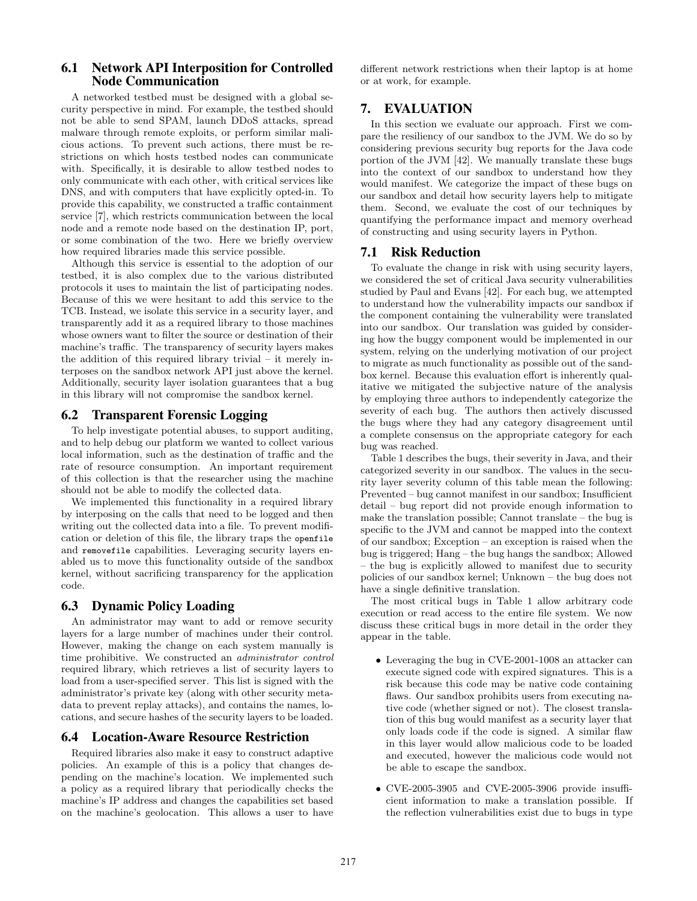## 6.1 Network API Interposition for Controlled Node Communication

A networked testbed must be designed with a global security perspective in mind. For example, the testbed should not be able to send SPAM, launch DDoS attacks, spread malware through remote exploits, or perform similar malicious actions. To prevent such actions, there must be restrictions on which hosts testbed nodes can communicate with. Specifically, it is desirable to allow testbed nodes to only communicate with each other, with critical services like DNS, and with computers that have explicitly opted-in. To provide this capability, we constructed a traffic containment service [7], which restricts communication between the local node and a remote node based on the destination IP, port, or some combination of the two. Here we briefly overview how required libraries made this service possible.

Although this service is essential to the adoption of our testbed, it is also complex due to the various distributed protocols it uses to maintain the list of participating nodes. Because of this we were hesitant to add this service to the TCB. Instead, we isolate this service in a security layer, and transparently add it as a required library to those machines whose owners want to filter the source or destination of their machine's traffic. The transparency of security layers makes the addition of this required library trivial – it merely interposes on the sandbox network API just above the kernel. Additionally, security layer isolation guarantees that a bug in this library will not compromise the sandbox kernel.

## 6.2 Transparent Forensic Logging

To help investigate potential abuses, to support auditing, and to help debug our platform we wanted to collect various local information, such as the destination of traffic and the rate of resource consumption. An important requirement of this collection is that the researcher using the machine should not be able to modify the collected data.

We implemented this functionality in a required library by interposing on the calls that need to be logged and then writing out the collected data into a file. To prevent modification or deletion of this file, the library traps the `openfile` and `removefile` capabilities. Leveraging security layers enabled us to move this functionality outside of the sandbox kernel, without sacrificing transparency for the application code.

## 6.3 Dynamic Policy Loading

An administrator may want to add or remove security layers for a large number of machines under their control. However, making the change on each system manually is time prohibitive. We constructed an *administrator control* required library, which retrieves a list of security layers to load from a user-specified server. This list is signed with the administrator's private key (along with other security metadata to prevent replay attacks), and contains the names, locations, and secure hashes of the security layers to be loaded.

## 6.4 Location-Aware Resource Restriction

Required libraries also make it easy to construct adaptive policies. An example of this is a policy that changes depending on the machine's location. We implemented such a policy as a required library that periodically checks the machine's IP address and changes the capabilities set based on the machine's geolocation. This allows a user to have different network restrictions when their laptop is at home or at work, for example.

# 7. EVALUATION

In this section we evaluate our approach. First we compare the resiliency of our sandbox to the JVM. We do so by considering previous security bug reports for the Java code portion of the JVM [42]. We manually translate these bugs into the context of our sandbox to understand how they would manifest. We categorize the impact of these bugs on our sandbox and detail how security layers help to mitigate them. Second, we evaluate the cost of our techniques by quantifying the performance impact and memory overhead of constructing and using security layers in Python.

## 7.1 Risk Reduction

To evaluate the change in risk with using security layers, we considered the set of critical Java security vulnerabilities studied by Paul and Evans [42]. For each bug, we attempted to understand how the vulnerability impacts our sandbox if the component containing the vulnerability were translated into our sandbox. Our translation was guided by considering how the buggy component would be implemented in our system, relying on the underlying motivation of our project to migrate as much functionality as possible out of the sandbox kernel. Because this evaluation effort is inherently qualitative we mitigated the subjective nature of the analysis by employing three authors to independently categorize the severity of each bug. The authors then actively discussed the bugs where they had any category disagreement until a complete consensus on the appropriate category for each bug was reached.

Table 1 describes the bugs, their severity in Java, and their categorized severity in our sandbox. The values in the security layer severity column of this table mean the following: Prevented – bug cannot manifest in our sandbox; Insufficient detail – bug report did not provide enough information to make the translation possible; Cannot translate – the bug is specific to the JVM and cannot be mapped into the context of our sandbox; Exception – an exception is raised when the bug is triggered; Hang – the bug hangs the sandbox; Allowed – the bug is explicitly allowed to manifest due to security policies of our sandbox kernel; Unknown – the bug does not have a single definitive translation.

The most critical bugs in Table 1 allow arbitrary code execution or read access to the entire file system. We now discuss these critical bugs in more detail in the order they appear in the table.

- Leveraging the bug in CVE-2001-1008 an attacker can execute signed code with expired signatures. This is a risk because this code may be native code containing flaws. Our sandbox prohibits users from executing native code (whether signed or not). The closest translation of this bug would manifest as a security layer that only loads code if the code is signed. A similar flaw in this layer would allow malicious code to be loaded and executed, however the malicious code would not be able to escape the sandbox.
- CVE-2005-3905 and CVE-2005-3906 provide insufficient information to make a translation possible. If the reflection vulnerabilities exist due to bugs in type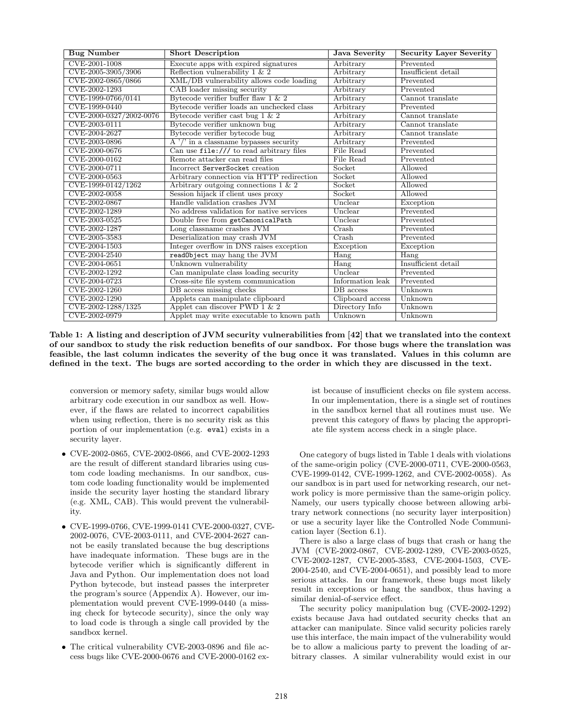| Bug Number | Short Description | Java Severity | Security Layer Severity |
|---|---|---|---|
| CVE-2001-1008 | Execute apps with expired signatures | Arbitrary | Prevented |
| CVE-2005-3905/3906 | Reflection vulnerability 1 & 2 | Arbitrary | Insufficient detail |
| CVE-2002-0865/0866 | XML/DB vulnerability allows code loading | Arbitrary | Prevented |
| CVE-2002-1293 | CAB loader missing security | Arbitrary | Prevented |
| CVE-1999-0766/0141 | Bytecode verifier buffer flaw 1 & 2 | Arbitrary | Cannot translate |
| CVE-1999-0440 | Bytecode verifier loads an unchecked class | Arbitrary | Prevented |
| CVE-2000-0327/2002-0076 | Bytecode verifier cast bug 1 & 2 | Arbitrary | Cannot translate |
| CVE-2003-0111 | Bytecode verifier unknown bug | Arbitrary | Cannot translate |
| CVE-2004-2627 | Bytecode verifier bytecode bug | Arbitrary | Cannot translate |
| CVE-2003-0896 | A '/' in a classname bypasses security | Arbitrary | Prevented |
| CVE-2000-0676 | Can use `file:///` to read arbitrary files | File Read | Prevented |
| CVE-2000-0162 | Remote attacker can read files | File Read | Prevented |
| CVE-2000-0711 | Incorrect `ServerSocket` creation | Socket | Allowed |
| CVE-2000-0563 | Arbitrary connection via HTTP redirection | Socket | Allowed |
| CVE-1999-0142/1262 | Arbitrary outgoing connections 1 & 2 | Socket | Allowed |
| CVE-2002-0058 | Session hijack if client uses proxy | Socket | Allowed |
| CVE-2002-0867 | Handle validation crashes JVM | Unclear | Exception |
| CVE-2002-1289 | No address validation for native services | Unclear | Prevented |
| CVE-2003-0525 | Double free from `getCanonicalPath` | Unclear | Prevented |
| CVE-2002-1287 | Long classname crashes JVM | Crash | Prevented |
| CVE-2005-3583 | Deserialization may crash JVM | Crash | Prevented |
| CVE-2004-1503 | Integer overflow in DNS raises exception | Exception | Exception |
| CVE-2004-2540 | `readObject` may hang the JVM | Hang | Hang |
| CVE-2004-0651 | Unknown vulnerability | Hang | Insufficient detail |
| CVE-2002-1292 | Can manipulate class loading security | Unclear | Prevented |
| CVE-2004-0723 | Cross-site file system communication | Information leak | Prevented |
| CVE-2002-1260 | DB access missing checks | DB access | Unknown |
| CVE-2002-1290 | Applets can manipulate clipboard | Clipboard access | Unknown |
| CVE-2002-1288/1325 | Applet can discover PWD 1 & 2 | Directory Info | Unknown |
| CVE-2002-0979 | Applet may write executable to known path | Unknown | Unknown |

**Table 1: A listing and description of JVM security vulnerabilities from [42] that we translated into the context of our sandbox to study the risk reduction benefits of our sandbox. For those bugs where the translation was feasible, the last column indicates the severity of the bug once it was translated. Values in this column are defined in the text. The bugs are sorted according to the order in which they are discussed in the text.**

conversion or memory safety, similar bugs would allow arbitrary code execution in our sandbox as well. However, if the flaws are related to incorrect capabilities when using reflection, there is no security risk as this portion of our implementation (e.g. `eval`) exists in a security layer.

- CVE-2002-0865, CVE-2002-0866, and CVE-2002-1293 are the result of different standard libraries using custom code loading mechanisms. In our sandbox, custom code loading functionality would be implemented inside the security layer hosting the standard library (e.g. XML, CAB). This would prevent the vulnerability.

- CVE-1999-0766, CVE-1999-0141 CVE-2000-0327, CVE-2002-0076, CVE-2003-0111, and CVE-2004-2627 cannot be easily translated because the bug descriptions have inadequate information. These bugs are in the bytecode verifier which is significantly different in Java and Python. Our implementation does not load Python bytecode, but instead passes the interpreter the program's source (Appendix A). However, our implementation would prevent CVE-1999-0440 (a missing check for bytecode security), since the only way to load code is through a single call provided by the sandbox kernel.

- The critical vulnerability CVE-2003-0896 and file access bugs like CVE-2000-0676 and CVE-2000-0162 exist because of insufficient checks on file system access. In our implementation, there is a single set of routines in the sandbox kernel that all routines must use. We prevent this category of flaws by placing the appropriate file system access check in a single place.

One category of bugs listed in Table 1 deals with violations of the same-origin policy (CVE-2000-0711, CVE-2000-0563, CVE-1999-0142, CVE-1999-1262, and CVE-2002-0058). As our sandbox is in part used for networking research, our network policy is more permissive than the same-origin policy. Namely, our users typically choose between allowing arbitrary network connections (no security layer interposition) or use a security layer like the Controlled Node Communication layer (Section 6.1).

There is also a large class of bugs that crash or hang the JVM (CVE-2002-0867, CVE-2002-1289, CVE-2003-0525, CVE-2002-1287, CVE-2005-3583, CVE-2004-1503, CVE-2004-2540, and CVE-2004-0651), and possibly lead to more serious attacks. In our framework, these bugs most likely result in exceptions or hang the sandbox, thus having a similar denial-of-service effect.

The security policy manipulation bug (CVE-2002-1292) exists because Java had outdated security checks that an attacker can manipulate. Since valid security policies rarely use this interface, the main impact of the vulnerability would be to allow a malicious party to prevent the loading of arbitrary classes. A similar vulnerability would exist in our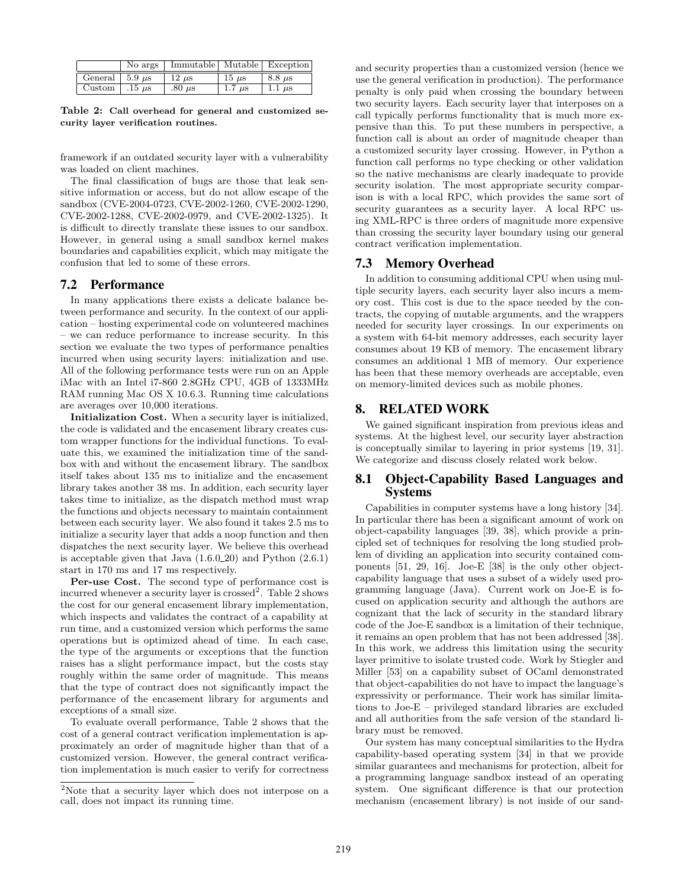| | No args | Immutable | Mutable | Exception |
|---|---|---|---|---|
| General | 5.9 $\mu$s | 12 $\mu$s | 15 $\mu$s | 8.8 $\mu$s |
| Custom | .15 $\mu$s | .80 $\mu$s | 1.7 $\mu$s | 1.1 $\mu$s |

**Table 2: Call overhead for general and customized security layer verification routines.**

framework if an outdated security layer with a vulnerability was loaded on client machines.

The final classification of bugs are those that leak sensitive information or access, but do not allow escape of the sandbox (CVE-2004-0723, CVE-2002-1260, CVE-2002-1290, CVE-2002-1288, CVE-2002-0979, and CVE-2002-1325). It is difficult to directly translate these issues to our sandbox. However, in general using a small sandbox kernel makes boundaries and capabilities explicit, which may mitigate the confusion that led to some of these errors.

## 7.2 Performance

In many applications there exists a delicate balance between performance and security. In the context of our application – hosting experimental code on volunteered machines – we can reduce performance to increase security. In this section we evaluate the two types of performance penalties incurred when using security layers: initialization and use. All of the following performance tests were run on an Apple iMac with an Intel i7-860 2.8GHz CPU, 4GB of 1333MHz RAM running Mac OS X 10.6.3. Running time calculations are averages over 10,000 iterations.

**Initialization Cost.** When a security layer is initialized, the code is validated and the encasement library creates custom wrapper functions for the individual functions. To evaluate this, we examined the initialization time of the sandbox with and without the encasement library. The sandbox itself takes about 135 ms to initialize and the encasement library takes another 38 ms. In addition, each security layer takes time to initialize, as the dispatch method must wrap the functions and objects necessary to maintain containment between each security layer. We also found it takes 2.5 ms to initialize a security layer that adds a noop function and then dispatches the next security layer. We believe this overhead is acceptable given that Java (1.6.0_20) and Python (2.6.1) start in 170 ms and 17 ms respectively.

**Per-use Cost.** The second type of performance cost is incurred whenever a security layer is crossed[2]. Table 2 shows the cost for our general encasement library implementation, which inspects and validates the contract of a capability at run time, and a customized version which performs the same operations but is optimized ahead of time. In each case, the type of the arguments or exceptions that the function raises has a slight performance impact, but the costs stay roughly within the same order of magnitude. This means that the type of contract does not significantly impact the performance of the encasement library for arguments and exceptions of a small size.

To evaluate overall performance, Table 2 shows that the cost of a general contract verification implementation is approximately an order of magnitude higher than that of a customized version. However, the general contract verification implementation is much easier to verify for correctness and security properties than a customized version (hence we use the general verification in production). The performance penalty is only paid when crossing the boundary between two security layers. Each security layer that interposes on a call typically performs functionality that is much more expensive than this. To put these numbers in perspective, a function call is about an order of magnitude cheaper than a customized security layer crossing. However, in Python a function call performs no type checking or other validation so the native mechanisms are clearly inadequate to provide security isolation. The most appropriate security comparison is with a local RPC, which provides the same sort of security guarantees as a security layer. A local RPC using XML-RPC is three orders of magnitude more expensive than crossing the security layer boundary using our general contract verification implementation.

[2]Note that a security layer which does not interpose on a call, does not impact its running time.

## 7.3 Memory Overhead

In addition to consuming additional CPU when using multiple security layers, each security layer also incurs a memory cost. This cost is due to the space needed by the contracts, the copying of mutable arguments, and the wrappers needed for security layer crossings. In our experiments on a system with 64-bit memory addresses, each security layer consumes about 19 KB of memory. The encasement library consumes an additional 1 MB of memory. Our experience has been that these memory overheads are acceptable, even on memory-limited devices such as mobile phones.

# 8. RELATED WORK

We gained significant inspiration from previous ideas and systems. At the highest level, our security layer abstraction is conceptually similar to layering in prior systems [19, 31]. We categorize and discuss closely related work below.

## 8.1 Object-Capability Based Languages and Systems

Capabilities in computer systems have a long history [34]. In particular there has been a significant amount of work on object-capability languages [39, 38], which provide a principled set of techniques for resolving the long studied problem of dividing an application into security contained components [51, 29, 16]. Joe-E [38] is the only other object-capability language that uses a subset of a widely used programming language (Java). Current work on Joe-E is focused on application security and although the authors are cognizant that the lack of security in the standard library code of the Joe-E sandbox is a limitation of their technique, it remains an open problem that has not been addressed [38]. In this work, we address this limitation using the security layer primitive to isolate trusted code. Work by Stiegler and Miller [53] on a capability subset of OCaml demonstrated that object-capabilities do not have to impact the language's expressivity or performance. Their work has similar limitations to Joe-E – privileged standard libraries are excluded and all authorities from the safe version of the standard library must be removed.

Our system has many conceptual similarities to the Hydra capability-based operating system [34] in that we provide similar guarantees and mechanisms for protection, albeit for a programming language sandbox instead of an operating system. One significant difference is that our protection mechanism (encasement library) is not inside of our sand-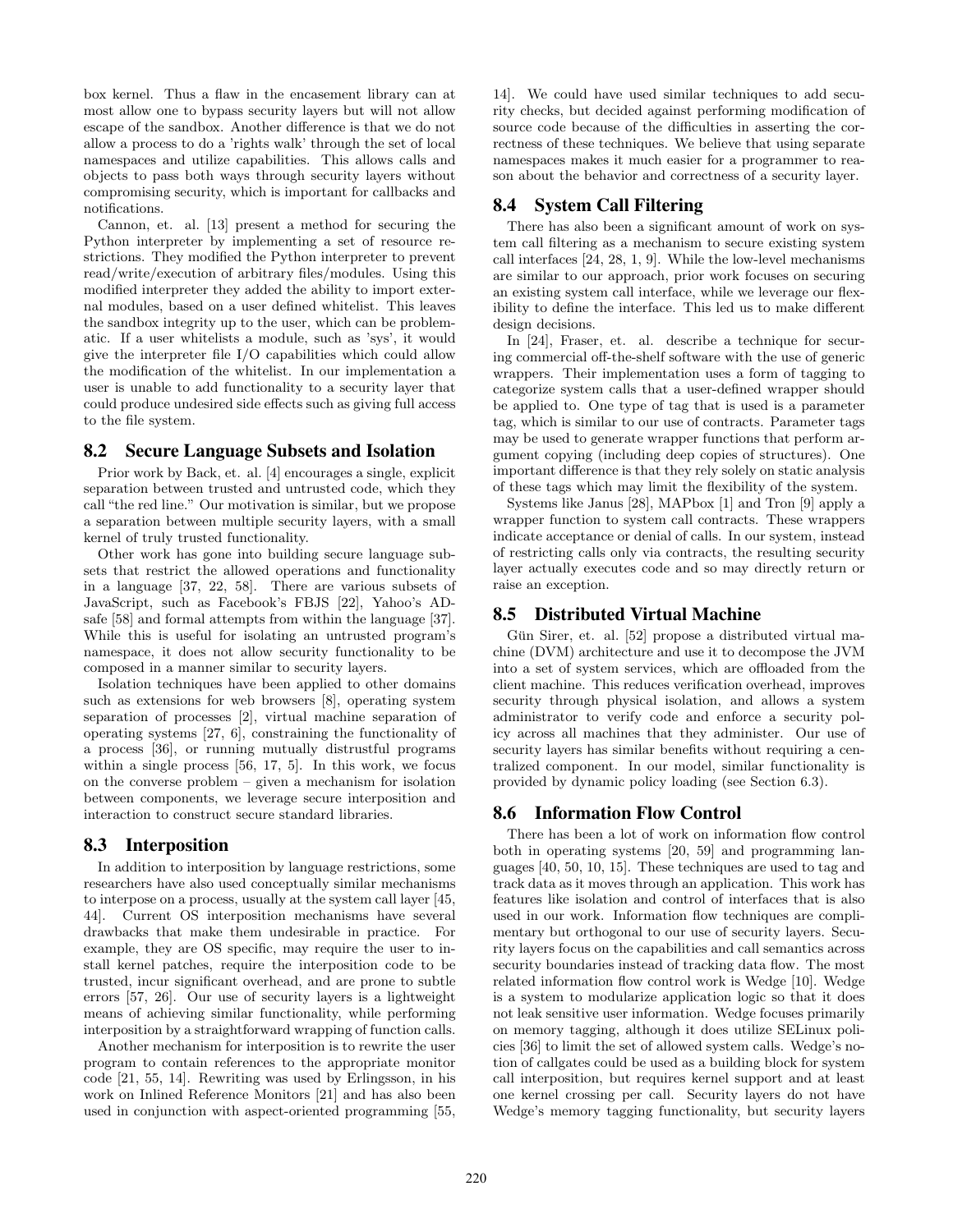box kernel. Thus a flaw in the encasement library can at most allow one to bypass security layers but will not allow escape of the sandbox. Another difference is that we do not allow a process to do a 'rights walk' through the set of local namespaces and utilize capabilities. This allows calls and objects to pass both ways through security layers without compromising security, which is important for callbacks and notifications.

Cannon, et. al. [13] present a method for securing the Python interpreter by implementing a set of resource restrictions. They modified the Python interpreter to prevent read/write/execution of arbitrary files/modules. Using this modified interpreter they added the ability to import external modules, based on a user defined whitelist. This leaves the sandbox integrity up to the user, which can be problematic. If a user whitelists a module, such as 'sys', it would give the interpreter file I/O capabilities which could allow the modification of the whitelist. In our implementation a user is unable to add functionality to a security layer that could produce undesired side effects such as giving full access to the file system.

## 8.2 Secure Language Subsets and Isolation

Prior work by Back, et. al. [4] encourages a single, explicit separation between trusted and untrusted code, which they call "the red line." Our motivation is similar, but we propose a separation between multiple security layers, with a small kernel of truly trusted functionality.

Other work has gone into building secure language subsets that restrict the allowed operations and functionality in a language [37, 22, 58]. There are various subsets of JavaScript, such as Facebook's FBJS [22], Yahoo's ADsafe [58] and formal attempts from within the language [37]. While this is useful for isolating an untrusted program's namespace, it does not allow security functionality to be composed in a manner similar to security layers.

Isolation techniques have been applied to other domains such as extensions for web browsers [8], operating system separation of processes [2], virtual machine separation of operating systems [27, 6], constraining the functionality of a process [36], or running mutually distrustful programs within a single process [56, 17, 5]. In this work, we focus on the converse problem – given a mechanism for isolation between components, we leverage secure interposition and interaction to construct secure standard libraries.

## 8.3 Interposition

In addition to interposition by language restrictions, some researchers have also used conceptually similar mechanisms to interpose on a process, usually at the system call layer [45, 44]. Current OS interposition mechanisms have several drawbacks that make them undesirable in practice. For example, they are OS specific, may require the user to install kernel patches, require the interposition code to be trusted, incur significant overhead, and are prone to subtle errors [57, 26]. Our use of security layers is a lightweight means of achieving similar functionality, while performing interposition by a straightforward wrapping of function calls.

Another mechanism for interposition is to rewrite the user program to contain references to the appropriate monitor code [21, 55, 14]. Rewriting was used by Erlingsson, in his work on Inlined Reference Monitors [21] and has also been used in conjunction with aspect-oriented programming [55, 14]. We could have used similar techniques to add security checks, but decided against performing modification of source code because of the difficulties in asserting the correctness of these techniques. We believe that using separate namespaces makes it much easier for a programmer to reason about the behavior and correctness of a security layer.

## 8.4 System Call Filtering

There has also been a significant amount of work on system call filtering as a mechanism to secure existing system call interfaces [24, 28, 1, 9]. While the low-level mechanisms are similar to our approach, prior work focuses on securing an existing system call interface, while we leverage our flexibility to define the interface. This led us to make different design decisions.

In [24], Fraser, et. al. describe a technique for securing commercial off-the-shelf software with the use of generic wrappers. Their implementation uses a form of tagging to categorize system calls that a user-defined wrapper should be applied to. One type of tag that is used is a parameter tag, which is similar to our use of contracts. Parameter tags may be used to generate wrapper functions that perform argument copying (including deep copies of structures). One important difference is that they rely solely on static analysis of these tags which may limit the flexibility of the system.

Systems like Janus [28], MAPbox [1] and Tron [9] apply a wrapper function to system call contracts. These wrappers indicate acceptance or denial of calls. In our system, instead of restricting calls only via contracts, the resulting security layer actually executes code and so may directly return or raise an exception.

## 8.5 Distributed Virtual Machine

Gün Sirer, et. al. [52] propose a distributed virtual machine (DVM) architecture and use it to decompose the JVM into a set of system services, which are offloaded from the client machine. This reduces verification overhead, improves security through physical isolation, and allows a system administrator to verify code and enforce a security policy across all machines that they administer. Our use of security layers has similar benefits without requiring a centralized component. In our model, similar functionality is provided by dynamic policy loading (see Section 6.3).

## 8.6 Information Flow Control

There has been a lot of work on information flow control both in operating systems [20, 59] and programming languages [40, 50, 10, 15]. These techniques are used to tag and track data as it moves through an application. This work has features like isolation and control of interfaces that is also used in our work. Information flow techniques are complimentary but orthogonal to our use of security layers. Security layers focus on the capabilities and call semantics across security boundaries instead of tracking data flow. The most related information flow control work is Wedge [10]. Wedge is a system to modularize application logic so that it does not leak sensitive user information. Wedge focuses primarily on memory tagging, although it does utilize SELinux policies [36] to limit the set of allowed system calls. Wedge's notion of callgates could be used as a building block for system call interposition, but requires kernel support and at least one kernel crossing per call. Security layers do not have Wedge's memory tagging functionality, but security layers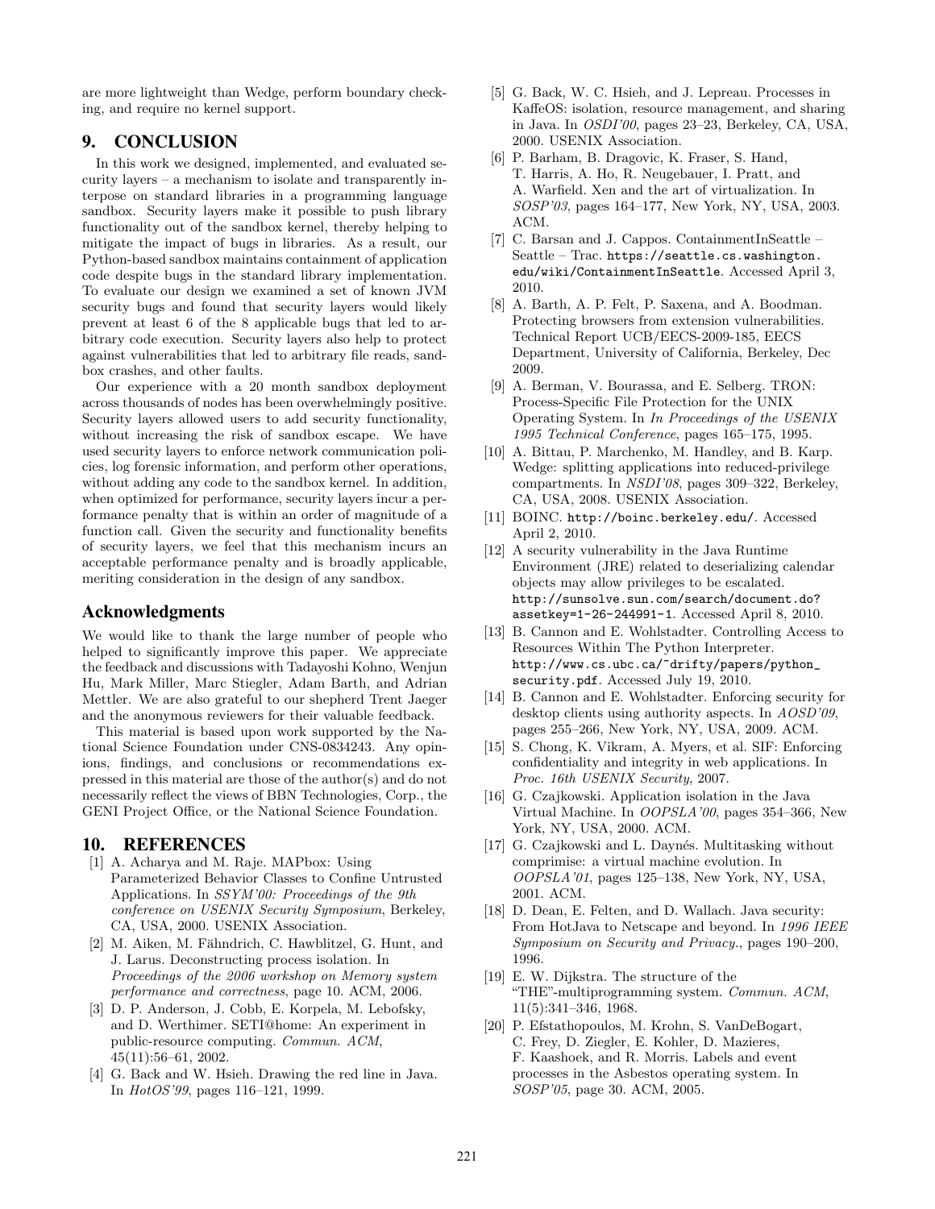are more lightweight than Wedge, perform boundary checking, and require no kernel support.

## 9. CONCLUSION

In this work we designed, implemented, and evaluated security layers – a mechanism to isolate and transparently interpose on standard libraries in a programming language sandbox. Security layers make it possible to push library functionality out of the sandbox kernel, thereby helping to mitigate the impact of bugs in libraries. As a result, our Python-based sandbox maintains containment of application code despite bugs in the standard library implementation. To evaluate our design we examined a set of known JVM security bugs and found that security layers would likely prevent at least 6 of the 8 applicable bugs that led to arbitrary code execution. Security layers also help to protect against vulnerabilities that led to arbitrary file reads, sandbox crashes, and other faults.

Our experience with a 20 month sandbox deployment across thousands of nodes has been overwhelmingly positive. Security layers allowed users to add security functionality, without increasing the risk of sandbox escape. We have used security layers to enforce network communication policies, log forensic information, and perform other operations, without adding any code to the sandbox kernel. In addition, when optimized for performance, security layers incur a performance penalty that is within an order of magnitude of a function call. Given the security and functionality benefits of security layers, we feel that this mechanism incurs an acceptable performance penalty and is broadly applicable, meriting consideration in the design of any sandbox.

## Acknowledgments

We would like to thank the large number of people who helped to significantly improve this paper. We appreciate the feedback and discussions with Tadayoshi Kohno, Wenjun Hu, Mark Miller, Marc Stiegler, Adam Barth, and Adrian Mettler. We are also grateful to our shepherd Trent Jaeger and the anonymous reviewers for their valuable feedback.

This material is based upon work supported by the National Science Foundation under CNS-0834243. Any opinions, findings, and conclusions or recommendations expressed in this material are those of the author(s) and do not necessarily reflect the views of BBN Technologies, Corp., the GENI Project Office, or the National Science Foundation.

## 10. REFERENCES

[1] A. Acharya and M. Raje. MAPbox: Using Parameterized Behavior Classes to Confine Untrusted Applications. In *SSYM'00: Proceedings of the 9th conference on USENIX Security Symposium*, Berkeley, CA, USA, 2000. USENIX Association.

[2] M. Aiken, M. Fähndrich, C. Hawblitzel, G. Hunt, and J. Larus. Deconstructing process isolation. In *Proceedings of the 2006 workshop on Memory system performance and correctness*, page 10. ACM, 2006.

[3] D. P. Anderson, J. Cobb, E. Korpela, M. Lebofsky, and D. Werthimer. SETI@home: An experiment in public-resource computing. *Commun. ACM*, 45(11):56–61, 2002.

[4] G. Back and W. Hsieh. Drawing the red line in Java. In *HotOS'99*, pages 116–121, 1999.

[5] G. Back, W. C. Hsieh, and J. Lepreau. Processes in KaffeOS: isolation, resource management, and sharing in Java. In *OSDI'00*, pages 23–23, Berkeley, CA, USA, 2000. USENIX Association.

[6] P. Barham, B. Dragovic, K. Fraser, S. Hand, T. Harris, A. Ho, R. Neugebauer, I. Pratt, and A. Warfield. Xen and the art of virtualization. In *SOSP'03*, pages 164–177, New York, NY, USA, 2003. ACM.

[7] C. Barsan and J. Cappos. ContainmentInSeattle – Seattle – Trac. `https://seattle.cs.washington.edu/wiki/ContainmentInSeattle`. Accessed April 3, 2010.

[8] A. Barth, A. P. Felt, P. Saxena, and A. Boodman. Protecting browsers from extension vulnerabilities. Technical Report UCB/EECS-2009-185, EECS Department, University of California, Berkeley, Dec 2009.

[9] A. Berman, V. Bourassa, and E. Selberg. TRON: Process-Specific File Protection for the UNIX Operating System. In *In Proceedings of the USENIX 1995 Technical Conference*, pages 165–175, 1995.

[10] A. Bittau, P. Marchenko, M. Handley, and B. Karp. Wedge: splitting applications into reduced-privilege compartments. In *NSDI'08*, pages 309–322, Berkeley, CA, USA, 2008. USENIX Association.

[11] BOINC. `http://boinc.berkeley.edu/`. Accessed April 2, 2010.

[12] A security vulnerability in the Java Runtime Environment (JRE) related to deserializing calendar objects may allow privileges to be escalated. `http://sunsolve.sun.com/search/document.do?assetkey=1-26-244991-1`. Accessed April 8, 2010.

[13] B. Cannon and E. Wohlstadter. Controlling Access to Resources Within The Python Interpreter. `http://www.cs.ubc.ca/~drifty/papers/python_security.pdf`. Accessed July 19, 2010.

[14] B. Cannon and E. Wohlstadter. Enforcing security for desktop clients using authority aspects. In *AOSD'09*, pages 255–266, New York, NY, USA, 2009. ACM.

[15] S. Chong, K. Vikram, A. Myers, et al. SIF: Enforcing confidentiality and integrity in web applications. In *Proc. 16th USENIX Security*, 2007.

[16] G. Czajkowski. Application isolation in the Java Virtual Machine. In *OOPSLA'00*, pages 354–366, New York, NY, USA, 2000. ACM.

[17] G. Czajkowski and L. Daynés. Multitasking without comprimise: a virtual machine evolution. In *OOPSLA'01*, pages 125–138, New York, NY, USA, 2001. ACM.

[18] D. Dean, E. Felten, and D. Wallach. Java security: From HotJava to Netscape and beyond. In *1996 IEEE Symposium on Security and Privacy.*, pages 190–200, 1996.

[19] E. W. Dijkstra. The structure of the "THE"-multiprogramming system. *Commun. ACM*, 11(5):341–346, 1968.

[20] P. Efstathopoulos, M. Krohn, S. VanDeBogart, C. Frey, D. Ziegler, E. Kohler, D. Mazieres, F. Kaashoek, and R. Morris. Labels and event processes in the Asbestos operating system. In *SOSP'05*, page 30. ACM, 2005.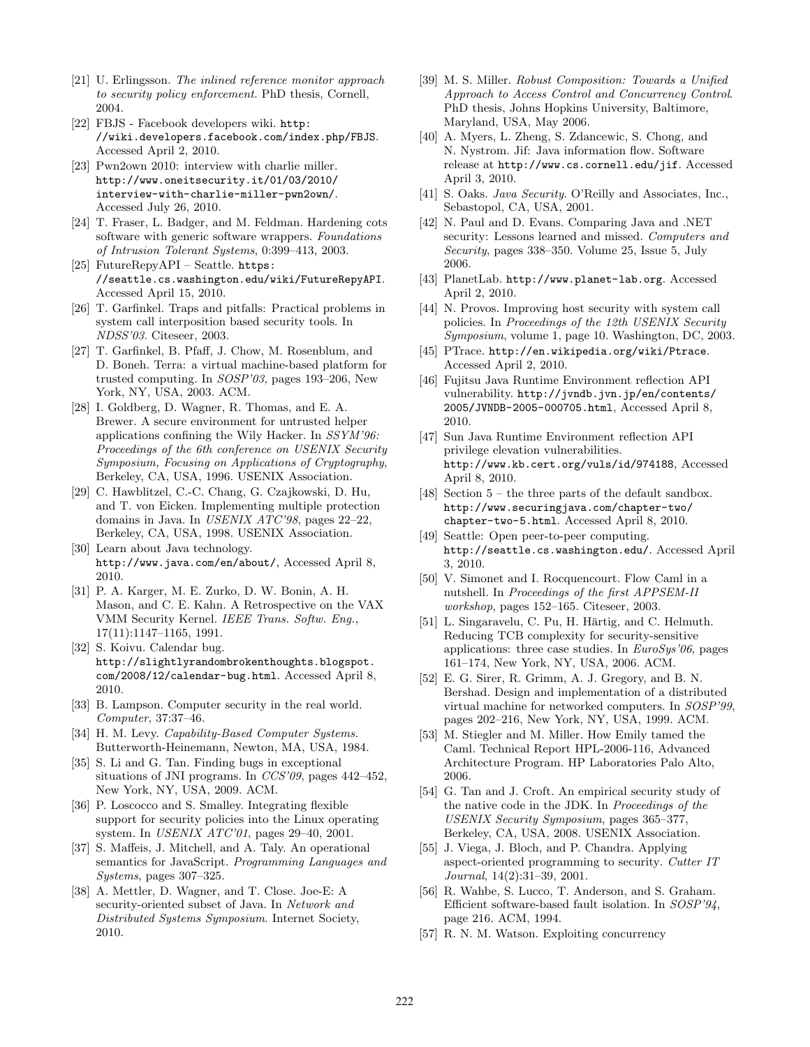[21] U. Erlingsson. *The inlined reference monitor approach to security policy enforcement*. PhD thesis, Cornell, 2004.

[22] FBJS - Facebook developers wiki. http://wiki.developers.facebook.com/index.php/FBJS. Accessed April 2, 2010.

[23] Pwn2own 2010: interview with charlie miller. http://www.oneitsecurity.it/01/03/2010/interview-with-charlie-miller-pwn2own/. Accessed July 26, 2010.

[24] T. Fraser, L. Badger, and M. Feldman. Hardening cots software with generic software wrappers. *Foundations of Intrusion Tolerant Systems*, 0:399–413, 2003.

[25] FutureRepyAPI – Seattle. https://seattle.cs.washington.edu/wiki/FutureRepyAPI. Accessed April 15, 2010.

[26] T. Garfinkel. Traps and pitfalls: Practical problems in system call interposition based security tools. In *NDSS'03*. Citeseer, 2003.

[27] T. Garfinkel, B. Pfaff, J. Chow, M. Rosenblum, and D. Boneh. Terra: a virtual machine-based platform for trusted computing. In *SOSP'03*, pages 193–206, New York, NY, USA, 2003. ACM.

[28] I. Goldberg, D. Wagner, R. Thomas, and E. A. Brewer. A secure environment for untrusted helper applications confining the Wily Hacker. In *SSYM'96: Proceedings of the 6th conference on USENIX Security Symposium, Focusing on Applications of Cryptography*, Berkeley, CA, USA, 1996. USENIX Association.

[29] C. Hawblitzel, C.-C. Chang, G. Czajkowski, D. Hu, and T. von Eicken. Implementing multiple protection domains in Java. In *USENIX ATC'98*, pages 22–22, Berkeley, CA, USA, 1998. USENIX Association.

[30] Learn about Java technology. http://www.java.com/en/about/, Accessed April 8, 2010.

[31] P. A. Karger, M. E. Zurko, D. W. Bonin, A. H. Mason, and C. E. Kahn. A Retrospective on the VAX VMM Security Kernel. *IEEE Trans. Softw. Eng.*, 17(11):1147–1165, 1991.

[32] S. Koivu. Calendar bug. http://slightlyrandombrokenthoughts.blogspot.com/2008/12/calendar-bug.html. Accessed April 8, 2010.

[33] B. Lampson. Computer security in the real world. *Computer*, 37:37–46.

[34] H. M. Levy. *Capability-Based Computer Systems*. Butterworth-Heinemann, Newton, MA, USA, 1984.

[35] S. Li and G. Tan. Finding bugs in exceptional situations of JNI programs. In *CCS'09*, pages 442–452, New York, NY, USA, 2009. ACM.

[36] P. Loscocco and S. Smalley. Integrating flexible support for security policies into the Linux operating system. In *USENIX ATC'01*, pages 29–40, 2001.

[37] S. Maffeis, J. Mitchell, and A. Taly. An operational semantics for JavaScript. *Programming Languages and Systems*, pages 307–325.

[38] A. Mettler, D. Wagner, and T. Close. Joe-E: A security-oriented subset of Java. In *Network and Distributed Systems Symposium*. Internet Society, 2010.

[39] M. S. Miller. *Robust Composition: Towards a Unified Approach to Access Control and Concurrency Control*. PhD thesis, Johns Hopkins University, Baltimore, Maryland, USA, May 2006.

[40] A. Myers, L. Zheng, S. Zdancewic, S. Chong, and N. Nystrom. Jif: Java information flow. Software release at http://www.cs.cornell.edu/jif. Accessed April 3, 2010.

[41] S. Oaks. *Java Security*. O'Reilly and Associates, Inc., Sebastopol, CA, USA, 2001.

[42] N. Paul and D. Evans. Comparing Java and .NET security: Lessons learned and missed. *Computers and Security*, pages 338–350. Volume 25, Issue 5, July 2006.

[43] PlanetLab. http://www.planet-lab.org. Accessed April 2, 2010.

[44] N. Provos. Improving host security with system call policies. In *Proceedings of the 12th USENIX Security Symposium*, volume 1, page 10. Washington, DC, 2003.

[45] PTrace. http://en.wikipedia.org/wiki/Ptrace. Accessed April 2, 2010.

[46] Fujitsu Java Runtime Environment reflection API vulnerability. http://jvndb.jvn.jp/en/contents/2005/JVNDB-2005-000705.html, Accessed April 8, 2010.

[47] Sun Java Runtime Environment reflection API privilege elevation vulnerabilities. http://www.kb.cert.org/vuls/id/974188, Accessed April 8, 2010.

[48] Section 5 – the three parts of the default sandbox. http://www.securingjava.com/chapter-two/chapter-two-5.html. Accessed April 8, 2010.

[49] Seattle: Open peer-to-peer computing. http://seattle.cs.washington.edu/. Accessed April 3, 2010.

[50] V. Simonet and I. Rocquencourt. Flow Caml in a nutshell. In *Proceedings of the first APPSEM-II workshop*, pages 152–165. Citeseer, 2003.

[51] L. Singaravelu, C. Pu, H. Härtig, and C. Helmuth. Reducing TCB complexity for security-sensitive applications: three case studies. In *EuroSys'06*, pages 161–174, New York, NY, USA, 2006. ACM.

[52] E. G. Sirer, R. Grimm, A. J. Gregory, and B. N. Bershad. Design and implementation of a distributed virtual machine for networked computers. In *SOSP'99*, pages 202–216, New York, NY, USA, 1999. ACM.

[53] M. Stiegler and M. Miller. How Emily tamed the Caml. Technical Report HPL-2006-116, Advanced Architecture Program. HP Laboratories Palo Alto, 2006.

[54] G. Tan and J. Croft. An empirical security study of the native code in the JDK. In *Proceedings of the USENIX Security Symposium*, pages 365–377, Berkeley, CA, USA, 2008. USENIX Association.

[55] J. Viega, J. Bloch, and P. Chandra. Applying aspect-oriented programming to security. *Cutter IT Journal*, 14(2):31–39, 2001.

[56] R. Wahbe, S. Lucco, T. Anderson, and S. Graham. Efficient software-based fault isolation. In *SOSP'94*, page 216. ACM, 1994.

[57] R. N. M. Watson. Exploiting concurrency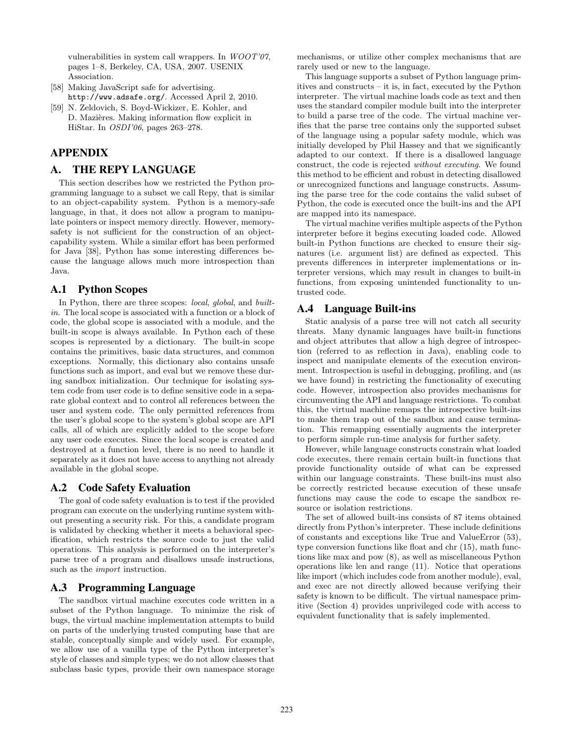vulnerabilities in system call wrappers. In *WOOT'07*, pages 1–8, Berkeley, CA, USA, 2007. USENIX Association.

[58] Making JavaScript safe for advertising. http://www.adsafe.org/. Accessed April 2, 2010.

[59] N. Zeldovich, S. Boyd-Wickizer, E. Kohler, and D. Mazières. Making information flow explicit in HiStar. In *OSDI'06*, pages 263–278.

# APPENDIX

## A. THE REPY LANGUAGE

This section describes how we restricted the Python programming language to a subset we call Repy, that is similar to an object-capability system. Python is a memory-safe language, in that, it does not allow a program to manipulate pointers or inspect memory directly. However, memory-safety is not sufficient for the construction of an object-capability system. While a similar effort has been performed for Java [38], Python has some interesting differences because the language allows much more introspection than Java.

### A.1 Python Scopes

In Python, there are three scopes: *local*, *global*, and *built-in.* The local scope is associated with a function or a block of code, the global scope is associated with a module, and the built-in scope is always available. In Python each of these scopes is represented by a dictionary. The built-in scope contains the primitives, basic data structures, and common exceptions. Normally, this dictionary also contains unsafe functions such as import, and eval but we remove these during sandbox initialization. Our technique for isolating system code from user code is to define sensitive code in a separate global context and to control all references between the user and system code. The only permitted references from the user's global scope to the system's global scope are API calls, all of which are explicitly added to the scope before any user code executes. Since the local scope is created and destroyed at a function level, there is no need to handle it separately as it does not have access to anything not already available in the global scope.

### A.2 Code Safety Evaluation

The goal of code safety evaluation is to test if the provided program can execute on the underlying runtime system without presenting a security risk. For this, a candidate program is validated by checking whether it meets a behavioral specification, which restricts the source code to just the valid operations. This analysis is performed on the interpreter's parse tree of a program and disallows unsafe instructions, such as the *import* instruction.

### A.3 Programming Language

The sandbox virtual machine executes code written in a subset of the Python language. To minimize the risk of bugs, the virtual machine implementation attempts to build on parts of the underlying trusted computing base that are stable, conceptually simple and widely used. For example, we allow use of a vanilla type of the Python interpreter's style of classes and simple types; we do not allow classes that subclass basic types, provide their own namespace storage mechanisms, or utilize other complex mechanisms that are rarely used or new to the language.

This language supports a subset of Python language primitives and constructs – it is, in fact, executed by the Python interpreter. The virtual machine loads code as text and then uses the standard compiler module built into the interpreter to build a parse tree of the code. The virtual machine verifies that the parse tree contains only the supported subset of the language using a popular safety module, which was initially developed by Phil Hassey and that we significantly adapted to our context. If there is a disallowed language construct, the code is rejected *without executing*. We found this method to be efficient and robust in detecting disallowed or unrecognized functions and language constructs. Assuming the parse tree for the code contains the valid subset of Python, the code is executed once the built-ins and the API are mapped into its namespace.

The virtual machine verifies multiple aspects of the Python interpreter before it begins executing loaded code. Allowed built-in Python functions are checked to ensure their signatures (i.e. argument list) are defined as expected. This prevents differences in interpreter implementations or interpreter versions, which may result in changes to built-in functions, from exposing unintended functionality to untrusted code.

### A.4 Language Built-ins

Static analysis of a parse tree will not catch all security threats. Many dynamic languages have built-in functions and object attributes that allow a high degree of introspection (referred to as reflection in Java), enabling code to inspect and manipulate elements of the execution environment. Introspection is useful in debugging, profiling, and (as we have found) in restricting the functionality of executing code. However, introspection also provides mechanisms for circumventing the API and language restrictions. To combat this, the virtual machine remaps the introspective built-ins to make them trap out of the sandbox and cause termination. This remapping essentially augments the interpreter to perform simple run-time analysis for further safety.

However, while language constructs constrain what loaded code executes, there remain certain built-in functions that provide functionality outside of what can be expressed within our language constraints. These built-ins must also be correctly restricted because execution of these unsafe functions may cause the code to escape the sandbox resource or isolation restrictions.

The set of allowed built-ins consists of 87 items obtained directly from Python's interpreter. These include definitions of constants and exceptions like True and ValueError (53), type conversion functions like float and chr (15), math functions like max and pow (8), as well as miscellaneous Python operations like len and range (11). Notice that operations like import (which includes code from another module), eval, and exec are not directly allowed because verifying their safety is known to be difficult. The virtual namespace primitive (Section 4) provides unprivileged code with access to equivalent functionality that is safely implemented.